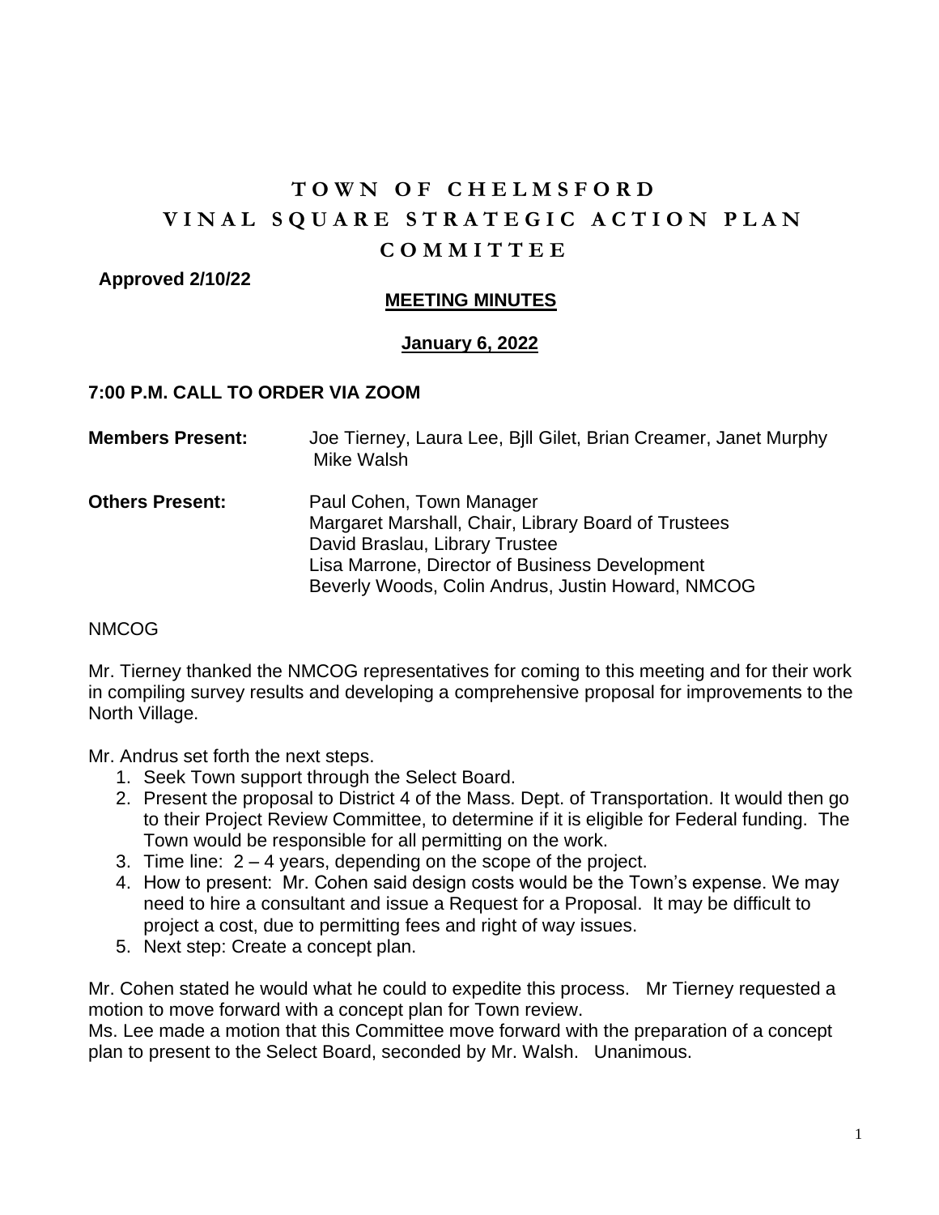# TOWN OF CHELMSFORD
# VINAL SQUARE STRATEGIC ACTION PLAN COMMITTEE

**Approved 2/10/22**

## MEETING MINUTES

## January 6, 2022

### 7:00 P.M. CALL TO ORDER VIA ZOOM

**Members Present:** Joe Tierney, Laura Lee, Bjll Gilet, Brian Creamer, Janet Murphy Mike Walsh

**Others Present:** Paul Cohen, Town Manager
Margaret Marshall, Chair, Library Board of Trustees
David Braslau, Library Trustee
Lisa Marrone, Director of Business Development
Beverly Woods, Colin Andrus, Justin Howard, NMCOG

NMCOG

Mr. Tierney thanked the NMCOG representatives for coming to this meeting and for their work in compiling survey results and developing a comprehensive proposal for improvements to the North Village.

Mr. Andrus set forth the next steps.

1. Seek Town support through the Select Board.
2. Present the proposal to District 4 of the Mass. Dept. of Transportation. It would then go to their Project Review Committee, to determine if it is eligible for Federal funding. The Town would be responsible for all permitting on the work.
3. Time line: 2 – 4 years, depending on the scope of the project.
4. How to present: Mr. Cohen said design costs would be the Town's expense. We may need to hire a consultant and issue a Request for a Proposal. It may be difficult to project a cost, due to permitting fees and right of way issues.
5. Next step: Create a concept plan.

Mr. Cohen stated he would what he could to expedite this process. Mr Tierney requested a motion to move forward with a concept plan for Town review.
Ms. Lee made a motion that this Committee move forward with the preparation of a concept plan to present to the Select Board, seconded by Mr. Walsh. Unanimous.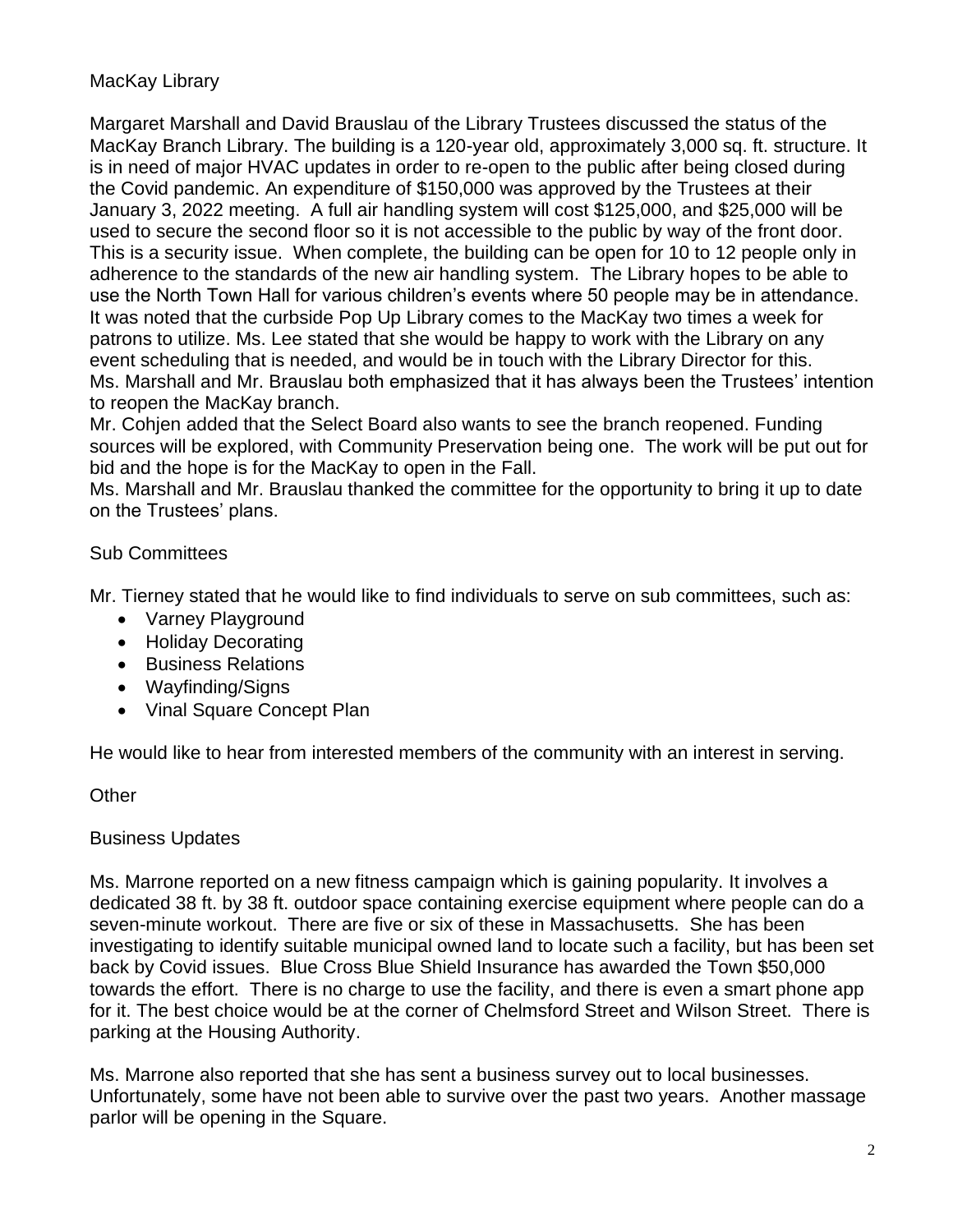## MacKay Library

Margaret Marshall and David Brauslau of the Library Trustees discussed the status of the MacKay Branch Library. The building is a 120-year old, approximately 3,000 sq. ft. structure. It is in need of major HVAC updates in order to re-open to the public after being closed during the Covid pandemic. An expenditure of $150,000 was approved by the Trustees at their January 3, 2022 meeting. A full air handling system will cost $125,000, and $25,000 will be used to secure the second floor so it is not accessible to the public by way of the front door. This is a security issue. When complete, the building can be open for 10 to 12 people only in adherence to the standards of the new air handling system. The Library hopes to be able to use the North Town Hall for various children's events where 50 people may be in attendance. It was noted that the curbside Pop Up Library comes to the MacKay two times a week for patrons to utilize. Ms. Lee stated that she would be happy to work with the Library on any event scheduling that is needed, and would be in touch with the Library Director for this. Ms. Marshall and Mr. Brauslau both emphasized that it has always been the Trustees' intention to reopen the MacKay branch.

Mr. Cohjen added that the Select Board also wants to see the branch reopened. Funding sources will be explored, with Community Preservation being one. The work will be put out for bid and the hope is for the MacKay to open in the Fall.

Ms. Marshall and Mr. Brauslau thanked the committee for the opportunity to bring it up to date on the Trustees' plans.

## Sub Committees

Mr. Tierney stated that he would like to find individuals to serve on sub committees, such as:

- Varney Playground
- Holiday Decorating
- Business Relations
- Wayfinding/Signs
- Vinal Square Concept Plan

He would like to hear from interested members of the community with an interest in serving.

## Other

## Business Updates

Ms. Marrone reported on a new fitness campaign which is gaining popularity. It involves a dedicated 38 ft. by 38 ft. outdoor space containing exercise equipment where people can do a seven-minute workout. There are five or six of these in Massachusetts. She has been investigating to identify suitable municipal owned land to locate such a facility, but has been set back by Covid issues. Blue Cross Blue Shield Insurance has awarded the Town $50,000 towards the effort. There is no charge to use the facility, and there is even a smart phone app for it. The best choice would be at the corner of Chelmsford Street and Wilson Street. There is parking at the Housing Authority.

Ms. Marrone also reported that she has sent a business survey out to local businesses. Unfortunately, some have not been able to survive over the past two years. Another massage parlor will be opening in the Square.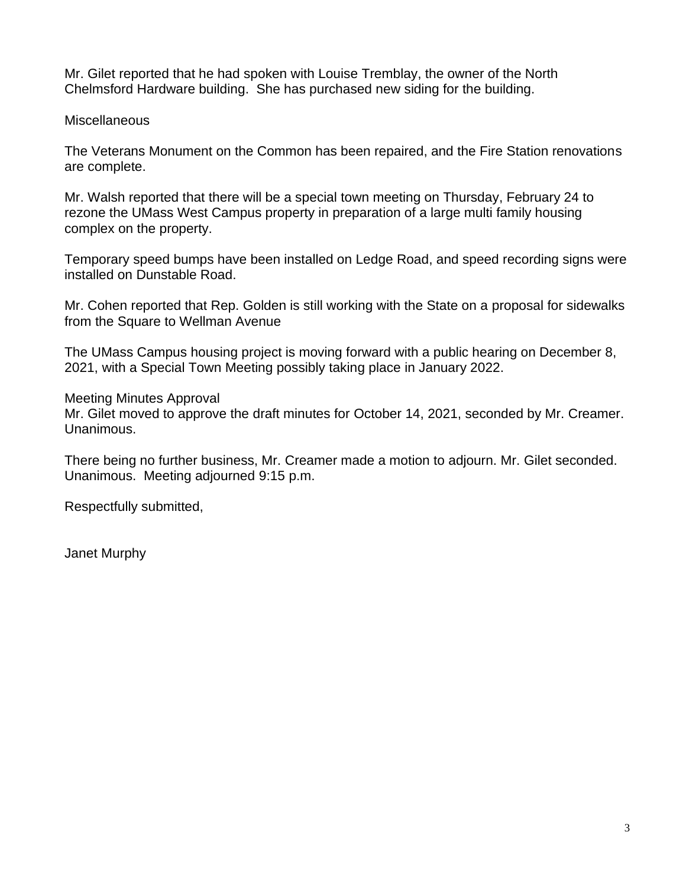Mr. Gilet reported that he had spoken with Louise Tremblay, the owner of the North Chelmsford Hardware building. She has purchased new siding for the building.

Miscellaneous

The Veterans Monument on the Common has been repaired, and the Fire Station renovations are complete.

Mr. Walsh reported that there will be a special town meeting on Thursday, February 24 to rezone the UMass West Campus property in preparation of a large multi family housing complex on the property.

Temporary speed bumps have been installed on Ledge Road, and speed recording signs were installed on Dunstable Road.

Mr. Cohen reported that Rep. Golden is still working with the State on a proposal for sidewalks from the Square to Wellman Avenue

The UMass Campus housing project is moving forward with a public hearing on December 8, 2021, with a Special Town Meeting possibly taking place in January 2022.

Meeting Minutes Approval
Mr. Gilet moved to approve the draft minutes for October 14, 2021, seconded by Mr. Creamer. Unanimous.

There being no further business, Mr. Creamer made a motion to adjourn. Mr. Gilet seconded. Unanimous. Meeting adjourned 9:15 p.m.

Respectfully submitted,

Janet Murphy